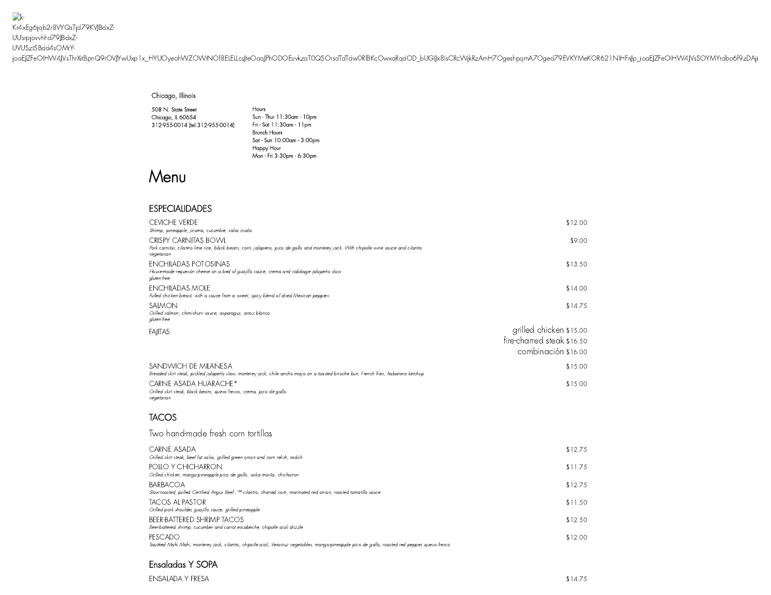k-Kr4xEg6jqb2r8VYQsTjd79KVJBdxZ-UUsrpjowhhd79JBdxZ-UVUSzt5Bdd4sOMrY-joaEJZFeOIHW4JVsThrXitBpnQ9rOVJYwUxp1x_HYUOyeohWZOWtNOf8ELELLcsJteOaqJPhODOEuvkzaT0QSOrsdTdTdw0RlBKcOwxaRqdOD_bUGIJx8IsCRcWjkRzAmH7OgeshpqmA7Oged79EVKYMeKOR621NIHFriJp_joaEJZFeOIHW4JVsSOYMYrdbo6f9zDAji

Chicago, Illinois

508 N. State Street
Chicago, IL 60654
312-955-0014 (tel:312-955-0014)

Hours
Sun - Thur 11:30am - 10pm
Fri - Sat 11:30am - 11pm
Brunch Hours
Sat - Sun 10:00am - 3:00pm
Happy Hour
Mon - Fri 3:30pm - 6:30pm

# Menu

## ESPECIALIDADES

CEVICHE VERDE — $12.00
*Shrimp, pineapple, jicama, cucumber, salsa cruda*

CRISPY CARNITAS BOWL — $9.00
*Pork carnitas, cilantro lime rice, black beans, corn, jalapeno, pico de gallo and monterey jack. With chipotle wine sauce and cilantro*
*vegetarian*

ENCHILADAS POTOSINAS — $13.50
*House-made requesón cheese on a bed of guajillo sauce, crema and cabbage jalapeño slaw*
*gluten-free*

ENCHILADAS MOLE — $14.00
*Pulled chicken breast, with a sauce from a sweet, spicy blend of dried Mexican peppers*

SALMON — $14.75
*Grilled salmon, chimichurri sauce, asparagus, arroz blanco*
*gluten-free*

FAJITAS
- grilled chicken $15.00
- fire-charred steak $16.50
- combinación $16.00

SANDWICH DE MILANESA — $15.00
*Breaded skirt steak, pickled jalapeño slaw, monterey jack, chile ancho mayo on a toasted brioche bun, French fries, habanero ketchup*

CARNE ASADA HUARACHE* — $15.00
*Grilled skirt steak, black beans, queso fresco, crema, pico de gallo*
*vegetarian*

## TACOS

Two hand-made fresh corn tortillas

CARNE ASADA — $12.75
*Grilled skirt steak, beef fat salsa, grilled green onion and corn relish, radish*

POLLO Y CHICHARRON — $11.75
*Grilled chicken, mango-pineapple pico de gallo, salsa morita, chicharron*

BARBACOA — $12.75
*Slow-roasted, pulled Certified Angus Beef ,™ cilantro, charred corn, marinated red onion, roasted tomatillo sauce*

TACOS AL PASTOR — $11.50
*Grilled pork shoulder, guajillo sauce, grilled pineapple*

BEER-BATTERED SHRIMP TACOS — $12.50
*Beer-battered shrimp, cucumber and carrot escabeche, chipotle aioli drizzle*

PESCADO — $12.00
*Sautéed Mahi Mahi, monterey jack, cilantro, chipotle aioli, Veracruz vegetables, mango-pineapple pico de gallo, roasted red pepper, queso fresco*

## Ensaladas Y SOPA

ENSALADA Y FRESA — $14.75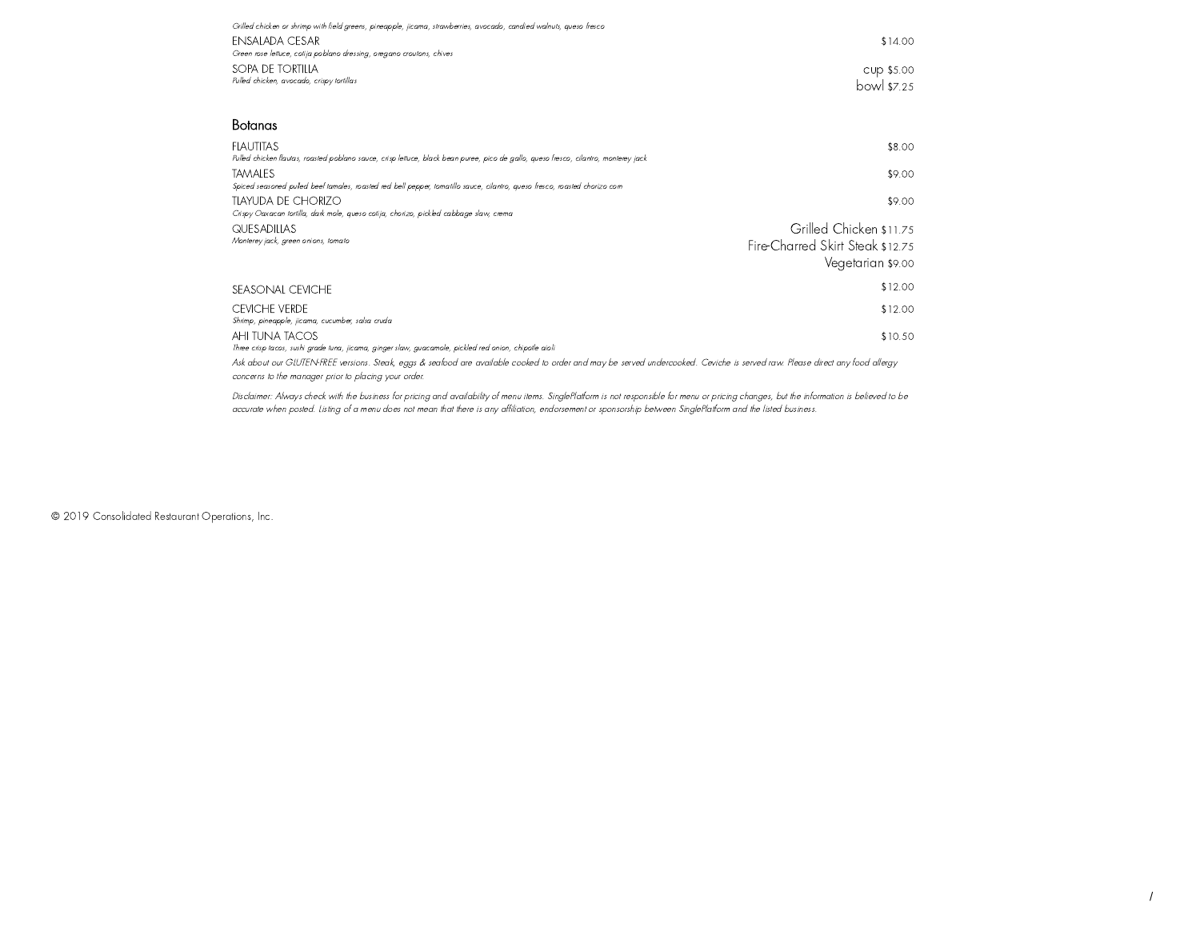*Grilled chicken or shrimp with field greens, pineapple, jicama, strawberries, avocado, candied walnuts, queso fresco*

ENSALADA CESAR — $14.00
*Green rose lettuce, cotija poblano dressing, oregano croutons, chives*

SOPA DE TORTILLA — cup $5.00 / bowl $7.25
*Pulled chicken, avocado, crispy tortillas*

## Botanas

FLAUTITAS — $8.00
*Pulled chicken flautas, roasted poblano sauce, crisp lettuce, black bean puree, pico de gallo, queso fresco, cilantro, monterey jack*

TAMALES — $9.00
*Spiced seasoned pulled beef tamales, roasted red bell pepper, tomatillo sauce, cilantro, queso fresco, roasted chorizo corn*

TLAYUDA DE CHORIZO — $9.00
*Crispy Oaxacan tortilla, dark mole, queso cotija, chorizo, pickled cabbage slaw, crema*

QUESADILLAS — Grilled Chicken $11.75 / Fire-Charred Skirt Steak $12.75 / Vegetarian $9.00
*Monterey jack, green onions, tomato*

SEASONAL CEVICHE — $12.00

CEVICHE VERDE — $12.00
*Shrimp, pineapple, jicama, cucumber, salsa cruda*

AHI TUNA TACOS — $10.50
*Three crisp tacos, sushi grade tuna, jicama, ginger slaw, guacamole, pickled red onion, chipotle aioli*

*Ask about our GLUTEN-FREE versions. Steak, eggs & seafood are available cooked to order and may be served undercooked. Ceviche is served raw. Please direct any food allergy concerns to the manager prior to placing your order.*

*Disclaimer: Always check with the business for pricing and availability of menu items. SinglePlatform is not responsible for menu or pricing changes, but the information is believed to be accurate when posted. Listing of a menu does not mean that there is any affiliation, endorsement or sponsorship between SinglePlatform and the listed business.*

© 2019 Consolidated Restaurant Operations, Inc.